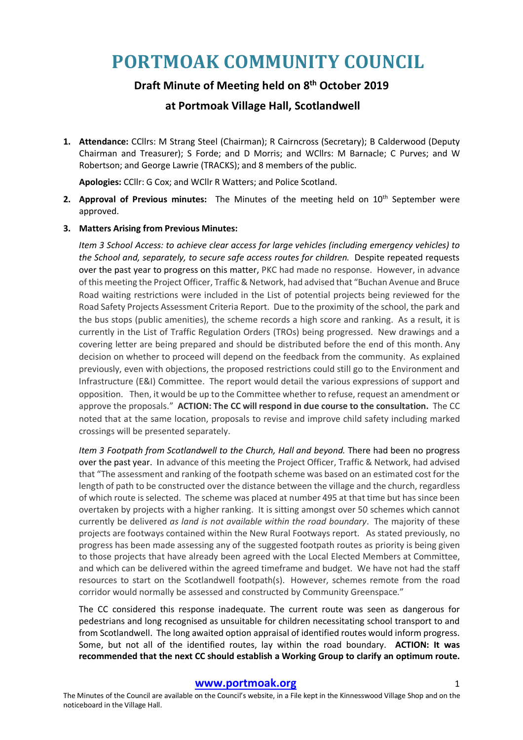# PORTMOAK COMMUNITY COUNCIL

## Draft Minute of Meeting held on 8th October 2019

## at Portmoak Village Hall, Scotlandwell

1. **Attendance:** CCllrs: M Strang Steel (Chairman); R Cairncross (Secretary); B Calderwood (Deputy Chairman and Treasurer); S Forde; and D Morris; and WCllrs: M Barnacle; C Purves; and W Robertson; and George Lawrie (TRACKS); and 8 members of the public.

   **Apologies:** CCllr: G Cox; and WCllr R Watters; and Police Scotland.

2. **Approval of Previous minutes:** The Minutes of the meeting held on 10th September were approved.

3. **Matters Arising from Previous Minutes:**

   *Item 3 School Access: to achieve clear access for large vehicles (including emergency vehicles) to the School and, separately, to secure safe access routes for children.* Despite repeated requests over the past year to progress on this matter, PKC had made no response. However, in advance of this meeting the Project Officer, Traffic & Network, had advised that "Buchan Avenue and Bruce Road waiting restrictions were included in the List of potential projects being reviewed for the Road Safety Projects Assessment Criteria Report. Due to the proximity of the school, the park and the bus stops (public amenities), the scheme records a high score and ranking. As a result, it is currently in the List of Traffic Regulation Orders (TROs) being progressed. New drawings and a covering letter are being prepared and should be distributed before the end of this month. Any decision on whether to proceed will depend on the feedback from the community. As explained previously, even with objections, the proposed restrictions could still go to the Environment and Infrastructure (E&I) Committee. The report would detail the various expressions of support and opposition. Then, it would be up to the Committee whether to refuse, request an amendment or approve the proposals." **ACTION: The CC will respond in due course to the consultation.** The CC noted that at the same location, proposals to revise and improve child safety including marked crossings will be presented separately.

   *Item 3 Footpath from Scotlandwell to the Church, Hall and beyond.* There had been no progress over the past year. In advance of this meeting the Project Officer, Traffic & Network, had advised that "The assessment and ranking of the footpath scheme was based on an estimated cost for the length of path to be constructed over the distance between the village and the church, regardless of which route is selected. The scheme was placed at number 495 at that time but has since been overtaken by projects with a higher ranking. It is sitting amongst over 50 schemes which cannot currently be delivered *as land is not available within the road boundary*. The majority of these projects are footways contained within the New Rural Footways report. As stated previously, no progress has been made assessing any of the suggested footpath routes as priority is being given to those projects that have already been agreed with the Local Elected Members at Committee, and which can be delivered within the agreed timeframe and budget. We have not had the staff resources to start on the Scotlandwell footpath(s). However, schemes remote from the road corridor would normally be assessed and constructed by Community Greenspace."

   The CC considered this response inadequate. The current route was seen as dangerous for pedestrians and long recognised as unsuitable for children necessitating school transport to and from Scotlandwell. The long awaited option appraisal of identified routes would inform progress. Some, but not all of the identified routes, lay within the road boundary. **ACTION: It was recommended that the next CC should establish a Working Group to clarify an optimum route.**

**www.portmoak.org**

The Minutes of the Council are available on the Council's website, in a File kept in the Kinnesswood Village Shop and on the noticeboard in the Village Hall.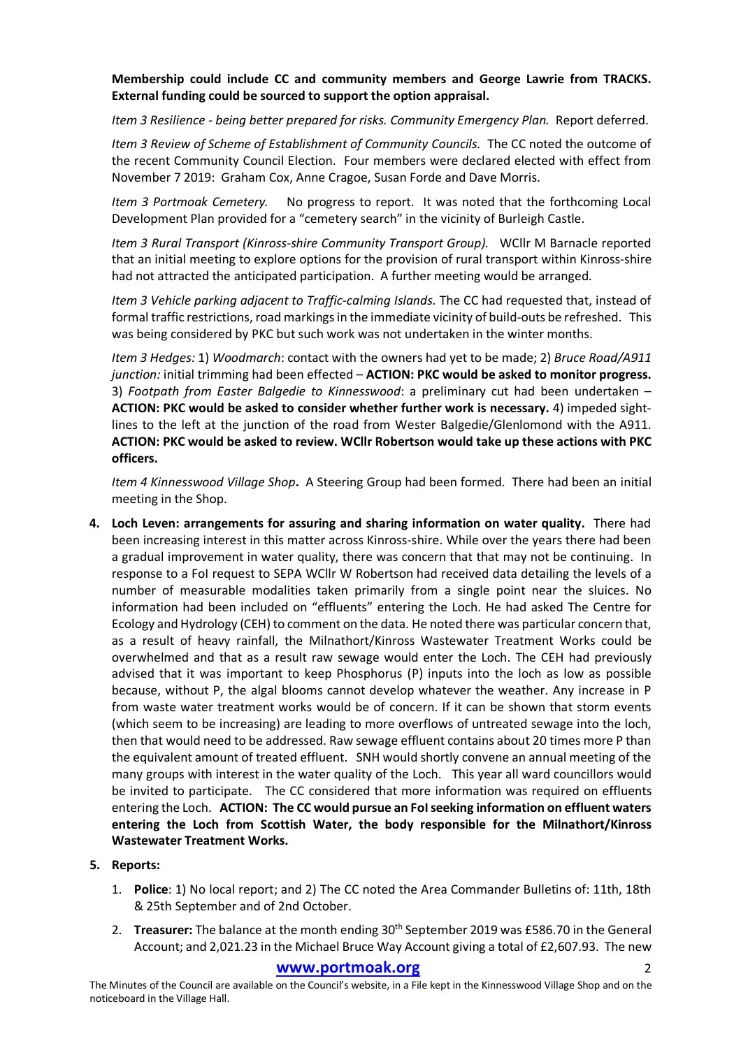**Membership could include CC and community members and George Lawrie from TRACKS. External funding could be sourced to support the option appraisal.**

*Item 3 Resilience - being better prepared for risks. Community Emergency Plan.* Report deferred.

*Item 3 Review of Scheme of Establishment of Community Councils.* The CC noted the outcome of the recent Community Council Election. Four members were declared elected with effect from November 7 2019: Graham Cox, Anne Cragoe, Susan Forde and Dave Morris.

*Item 3 Portmoak Cemetery.* No progress to report. It was noted that the forthcoming Local Development Plan provided for a "cemetery search" in the vicinity of Burleigh Castle.

*Item 3 Rural Transport (Kinross-shire Community Transport Group).* WCllr M Barnacle reported that an initial meeting to explore options for the provision of rural transport within Kinross-shire had not attracted the anticipated participation. A further meeting would be arranged.

*Item 3 Vehicle parking adjacent to Traffic-calming Islands.* The CC had requested that, instead of formal traffic restrictions, road markings in the immediate vicinity of build-outs be refreshed. This was being considered by PKC but such work was not undertaken in the winter months.

*Item 3 Hedges:* 1) *Woodmarch*: contact with the owners had yet to be made; 2) *Bruce Road/A911 junction:* initial trimming had been effected – **ACTION: PKC would be asked to monitor progress.** 3) *Footpath from Easter Balgedie to Kinnesswood*: a preliminary cut had been undertaken – **ACTION: PKC would be asked to consider whether further work is necessary.** 4) impeded sight-lines to the left at the junction of the road from Wester Balgedie/Glenlomond with the A911. **ACTION: PKC would be asked to review. WCllr Robertson would take up these actions with PKC officers.**

*Item 4 Kinnesswood Village Shop*. A Steering Group had been formed. There had been an initial meeting in the Shop.

4. **Loch Leven: arrangements for assuring and sharing information on water quality.** There had been increasing interest in this matter across Kinross-shire. While over the years there had been a gradual improvement in water quality, there was concern that that may not be continuing. In response to a FoI request to SEPA WCllr W Robertson had received data detailing the levels of a number of measurable modalities taken primarily from a single point near the sluices. No information had been included on "effluents" entering the Loch. He had asked The Centre for Ecology and Hydrology (CEH) to comment on the data. He noted there was particular concern that, as a result of heavy rainfall, the Milnathort/Kinross Wastewater Treatment Works could be overwhelmed and that as a result raw sewage would enter the Loch. The CEH had previously advised that it was important to keep Phosphorus (P) inputs into the loch as low as possible because, without P, the algal blooms cannot develop whatever the weather. Any increase in P from waste water treatment works would be of concern. If it can be shown that storm events (which seem to be increasing) are leading to more overflows of untreated sewage into the loch, then that would need to be addressed. Raw sewage effluent contains about 20 times more P than the equivalent amount of treated effluent. SNH would shortly convene an annual meeting of the many groups with interest in the water quality of the Loch. This year all ward councillors would be invited to participate. The CC considered that more information was required on effluents entering the Loch. **ACTION: The CC would pursue an FoI seeking information on effluent waters entering the Loch from Scottish Water, the body responsible for the Milnathort/Kinross Wastewater Treatment Works.**

5. **Reports:**

   1. **Police**: 1) No local report; and 2) The CC noted the Area Commander Bulletins of: 11th, 18th & 25th September and of 2nd October.

   2. **Treasurer:** The balance at the month ending 30th September 2019 was £586.70 in the General Account; and 2,021.23 in the Michael Bruce Way Account giving a total of £2,607.93. The new

The Minutes of the Council are available on the Council's website, in a File kept in the Kinnesswood Village Shop and on the noticeboard in the Village Hall.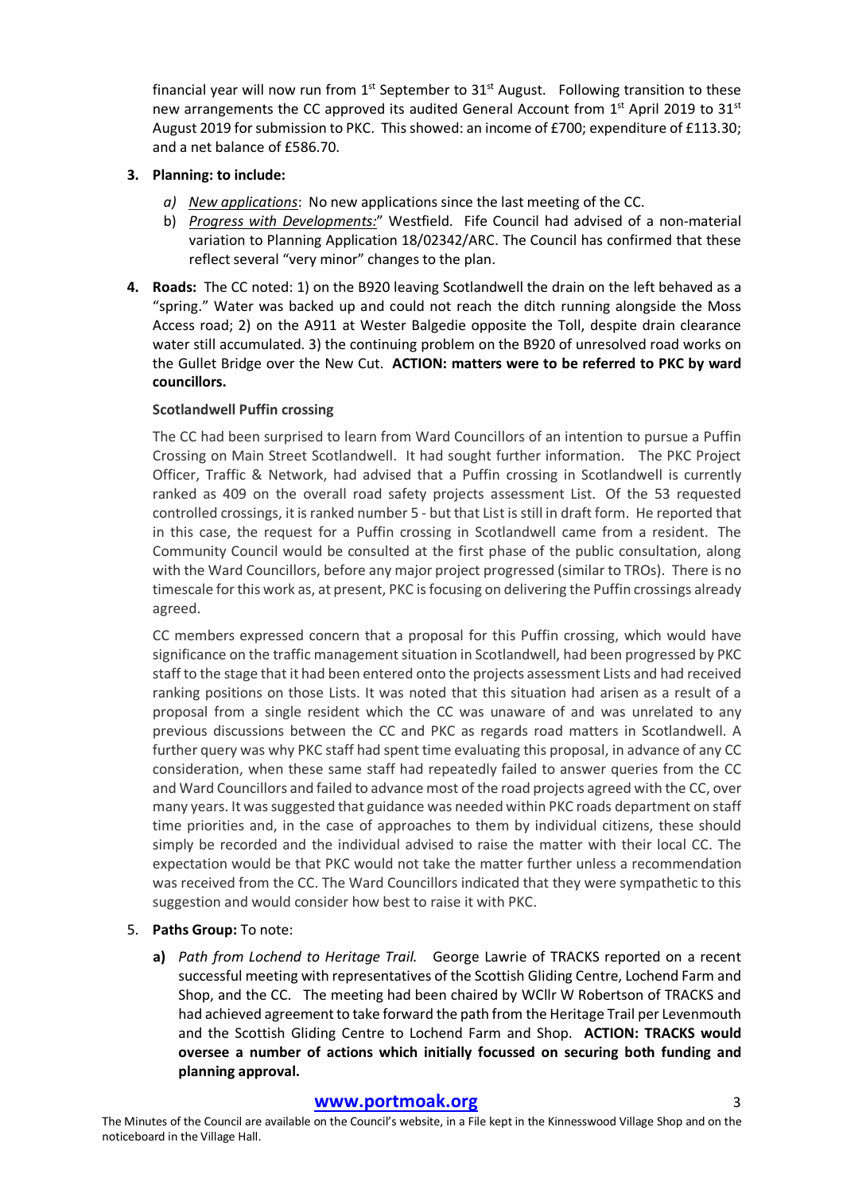financial year will now run from 1st September to 31st August. Following transition to these new arrangements the CC approved its audited General Account from 1st April 2019 to 31st August 2019 for submission to PKC. This showed: an income of £700; expenditure of £113.30; and a net balance of £586.70.

3. **Planning: to include:**

   a) *New applications*: No new applications since the last meeting of the CC.

   b) *Progress with Developments:*" Westfield. Fife Council had advised of a non-material variation to Planning Application 18/02342/ARC. The Council has confirmed that these reflect several "very minor" changes to the plan.

4. **Roads:** The CC noted: 1) on the B920 leaving Scotlandwell the drain on the left behaved as a "spring." Water was backed up and could not reach the ditch running alongside the Moss Access road; 2) on the A911 at Wester Balgedie opposite the Toll, despite drain clearance water still accumulated. 3) the continuing problem on the B920 of unresolved road works on the Gullet Bridge over the New Cut. **ACTION: matters were to be referred to PKC by ward councillors.**

   **Scotlandwell Puffin crossing**

   The CC had been surprised to learn from Ward Councillors of an intention to pursue a Puffin Crossing on Main Street Scotlandwell. It had sought further information. The PKC Project Officer, Traffic & Network, had advised that a Puffin crossing in Scotlandwell is currently ranked as 409 on the overall road safety projects assessment List. Of the 53 requested controlled crossings, it is ranked number 5 - but that List is still in draft form. He reported that in this case, the request for a Puffin crossing in Scotlandwell came from a resident. The Community Council would be consulted at the first phase of the public consultation, along with the Ward Councillors, before any major project progressed (similar to TROs). There is no timescale for this work as, at present, PKC is focusing on delivering the Puffin crossings already agreed.

   CC members expressed concern that a proposal for this Puffin crossing, which would have significance on the traffic management situation in Scotlandwell, had been progressed by PKC staff to the stage that it had been entered onto the projects assessment Lists and had received ranking positions on those Lists. It was noted that this situation had arisen as a result of a proposal from a single resident which the CC was unaware of and was unrelated to any previous discussions between the CC and PKC as regards road matters in Scotlandwell. A further query was why PKC staff had spent time evaluating this proposal, in advance of any CC consideration, when these same staff had repeatedly failed to answer queries from the CC and Ward Councillors and failed to advance most of the road projects agreed with the CC, over many years. It was suggested that guidance was needed within PKC roads department on staff time priorities and, in the case of approaches to them by individual citizens, these should simply be recorded and the individual advised to raise the matter with their local CC. The expectation would be that PKC would not take the matter further unless a recommendation was received from the CC. The Ward Councillors indicated that they were sympathetic to this suggestion and would consider how best to raise it with PKC.

5. **Paths Group:** To note:

   **a)** *Path from Lochend to Heritage Trail.* George Lawrie of TRACKS reported on a recent successful meeting with representatives of the Scottish Gliding Centre, Lochend Farm and Shop, and the CC. The meeting had been chaired by WCllr W Robertson of TRACKS and had achieved agreement to take forward the path from the Heritage Trail per Levenmouth and the Scottish Gliding Centre to Lochend Farm and Shop. **ACTION: TRACKS would oversee a number of actions which initially focussed on securing both funding and planning approval.**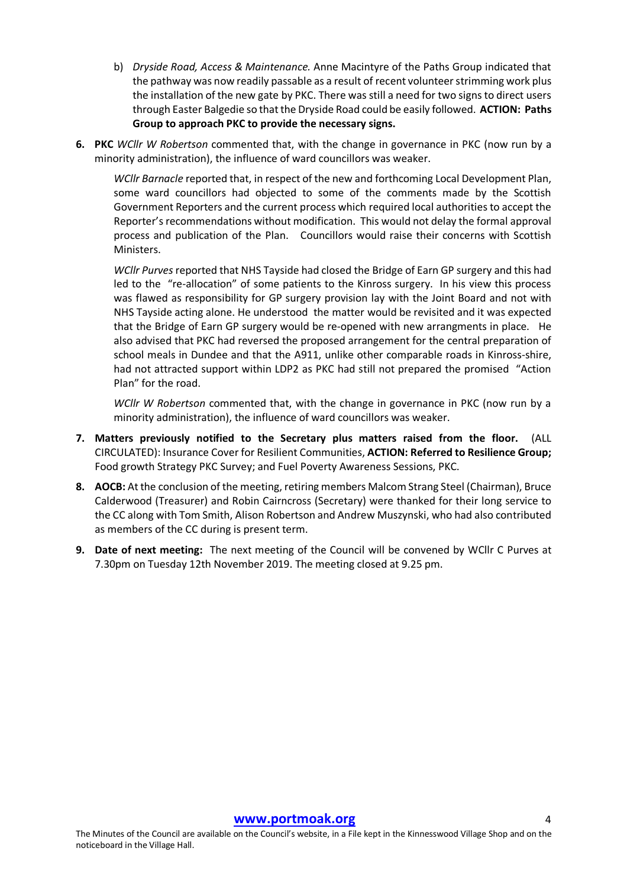b) *Dryside Road, Access & Maintenance.* Anne Macintyre of the Paths Group indicated that the pathway was now readily passable as a result of recent volunteer strimming work plus the installation of the new gate by PKC. There was still a need for two signs to direct users through Easter Balgedie so that the Dryside Road could be easily followed. **ACTION: Paths Group to approach PKC to provide the necessary signs.**

6. **PKC** *WCllr W Robertson* commented that, with the change in governance in PKC (now run by a minority administration), the influence of ward councillors was weaker.

   *WCllr Barnacle* reported that, in respect of the new and forthcoming Local Development Plan, some ward councillors had objected to some of the comments made by the Scottish Government Reporters and the current process which required local authorities to accept the Reporter's recommendations without modification. This would not delay the formal approval process and publication of the Plan. Councillors would raise their concerns with Scottish Ministers.

   *WCllr Purves* reported that NHS Tayside had closed the Bridge of Earn GP surgery and this had led to the "re-allocation" of some patients to the Kinross surgery. In his view this process was flawed as responsibility for GP surgery provision lay with the Joint Board and not with NHS Tayside acting alone. He understood the matter would be revisited and it was expected that the Bridge of Earn GP surgery would be re-opened with new arrangments in place. He also advised that PKC had reversed the proposed arrangement for the central preparation of school meals in Dundee and that the A911, unlike other comparable roads in Kinross-shire, had not attracted support within LDP2 as PKC had still not prepared the promised "Action Plan" for the road.

   *WCllr W Robertson* commented that, with the change in governance in PKC (now run by a minority administration), the influence of ward councillors was weaker.

7. **Matters previously notified to the Secretary plus matters raised from the floor.** (ALL CIRCULATED): Insurance Cover for Resilient Communities, **ACTION: Referred to Resilience Group;** Food growth Strategy PKC Survey; and Fuel Poverty Awareness Sessions, PKC.

8. **AOCB:** At the conclusion of the meeting, retiring members Malcom Strang Steel (Chairman), Bruce Calderwood (Treasurer) and Robin Cairncross (Secretary) were thanked for their long service to the CC along with Tom Smith, Alison Robertson and Andrew Muszynski, who had also contributed as members of the CC during is present term.

9. **Date of next meeting:** The next meeting of the Council will be convened by WCllr C Purves at 7.30pm on Tuesday 12th November 2019. The meeting closed at 9.25 pm.

**www.portmoak.org**

The Minutes of the Council are available on the Council's website, in a File kept in the Kinnesswood Village Shop and on the noticeboard in the Village Hall.